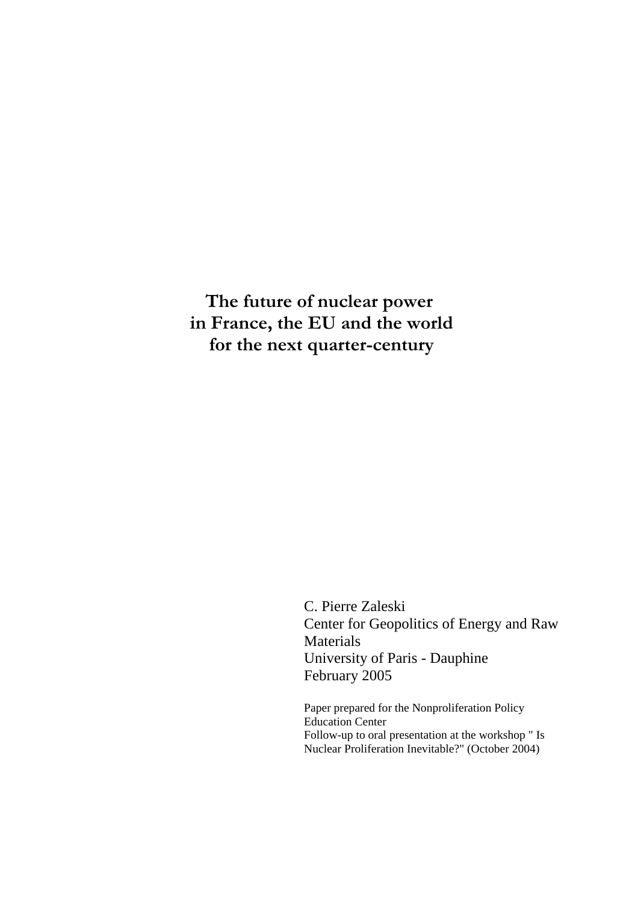# The future of nuclear power in France, the EU and the world for the next quarter-century

C. Pierre Zaleski
Center for Geopolitics of Energy and Raw Materials
University of Paris - Dauphine
February 2005

Paper prepared for the Nonproliferation Policy Education Center
Follow-up to oral presentation at the workshop " Is Nuclear Proliferation Inevitable?" (October 2004)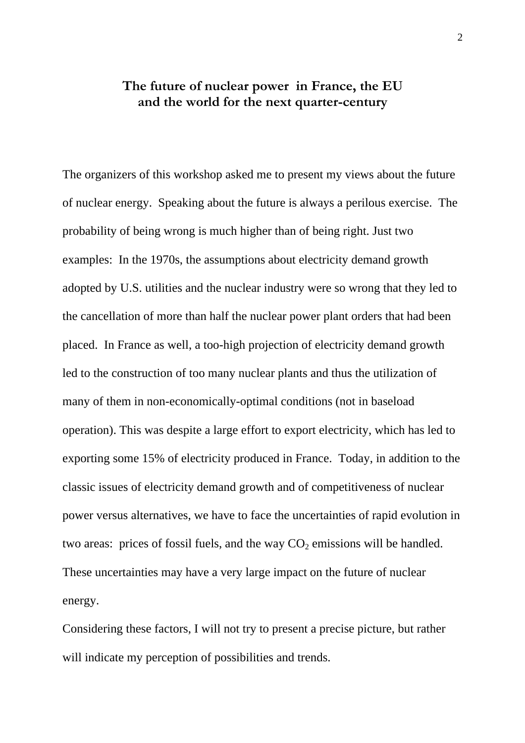# The future of nuclear power in France, the EU and the world for the next quarter-century

The organizers of this workshop asked me to present my views about the future of nuclear energy. Speaking about the future is always a perilous exercise. The probability of being wrong is much higher than of being right. Just two examples: In the 1970s, the assumptions about electricity demand growth adopted by U.S. utilities and the nuclear industry were so wrong that they led to the cancellation of more than half the nuclear power plant orders that had been placed. In France as well, a too-high projection of electricity demand growth led to the construction of too many nuclear plants and thus the utilization of many of them in non-economically-optimal conditions (not in baseload operation). This was despite a large effort to export electricity, which has led to exporting some 15% of electricity produced in France. Today, in addition to the classic issues of electricity demand growth and of competitiveness of nuclear power versus alternatives, we have to face the uncertainties of rapid evolution in two areas: prices of fossil fuels, and the way $CO_2$ emissions will be handled. These uncertainties may have a very large impact on the future of nuclear energy.

Considering these factors, I will not try to present a precise picture, but rather will indicate my perception of possibilities and trends.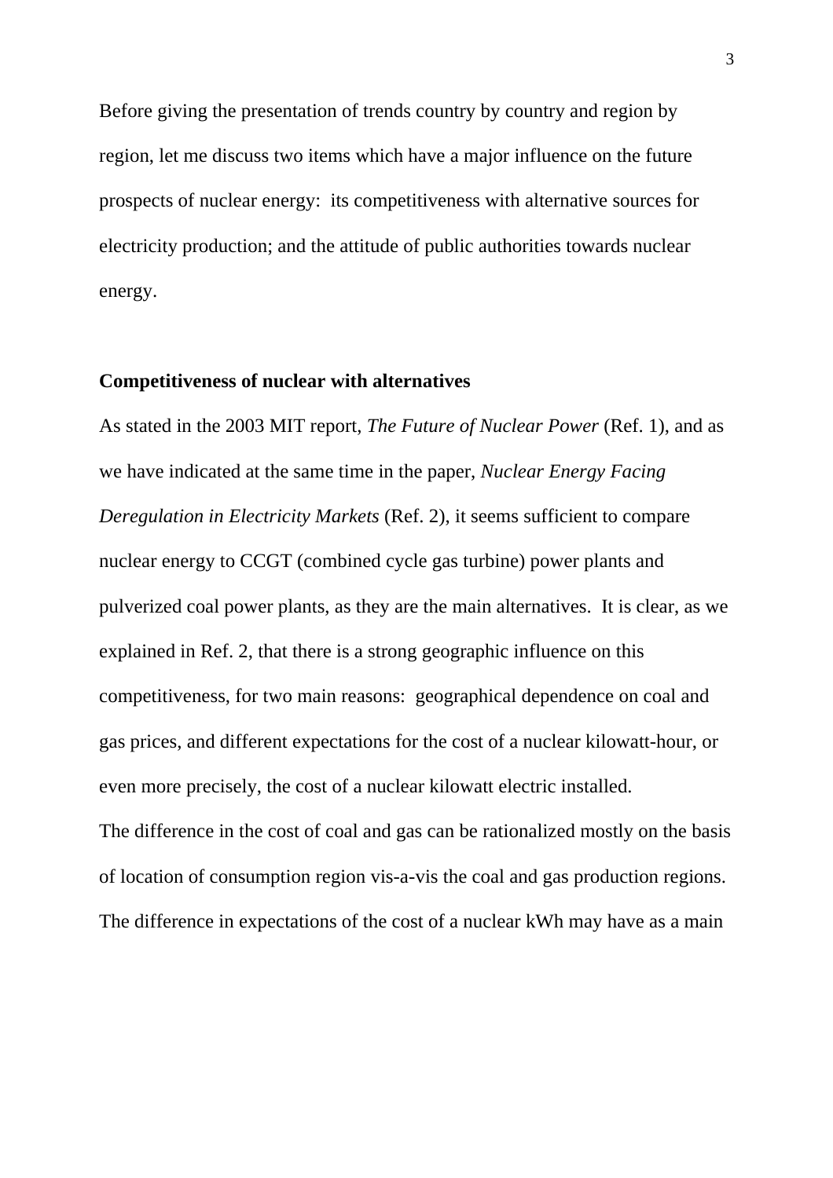Before giving the presentation of trends country by country and region by region, let me discuss two items which have a major influence on the future prospects of nuclear energy: its competitiveness with alternative sources for electricity production; and the attitude of public authorities towards nuclear energy.

**Competitiveness of nuclear with alternatives**

As stated in the 2003 MIT report, *The Future of Nuclear Power* (Ref. 1), and as we have indicated at the same time in the paper, *Nuclear Energy Facing Deregulation in Electricity Markets* (Ref. 2), it seems sufficient to compare nuclear energy to CCGT (combined cycle gas turbine) power plants and pulverized coal power plants, as they are the main alternatives. It is clear, as we explained in Ref. 2, that there is a strong geographic influence on this competitiveness, for two main reasons: geographical dependence on coal and gas prices, and different expectations for the cost of a nuclear kilowatt-hour, or even more precisely, the cost of a nuclear kilowatt electric installed.

The difference in the cost of coal and gas can be rationalized mostly on the basis of location of consumption region vis-a-vis the coal and gas production regions. The difference in expectations of the cost of a nuclear kWh may have as a main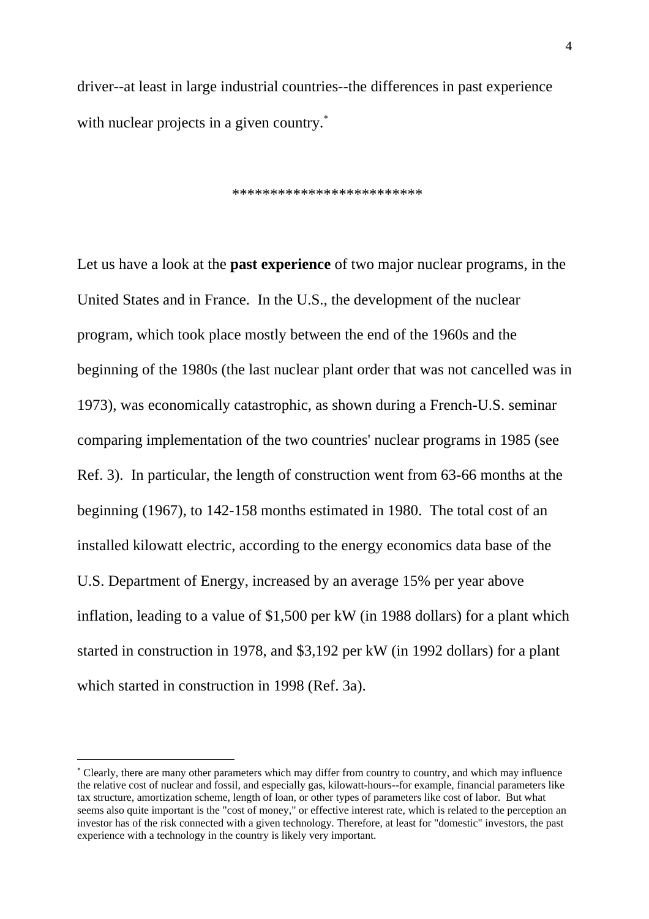driver--at least in large industrial countries--the differences in past experience with nuclear projects in a given country.*

************************

Let us have a look at the **past experience** of two major nuclear programs, in the United States and in France. In the U.S., the development of the nuclear program, which took place mostly between the end of the 1960s and the beginning of the 1980s (the last nuclear plant order that was not cancelled was in 1973), was economically catastrophic, as shown during a French-U.S. seminar comparing implementation of the two countries' nuclear programs in 1985 (see Ref. 3). In particular, the length of construction went from 63-66 months at the beginning (1967), to 142-158 months estimated in 1980. The total cost of an installed kilowatt electric, according to the energy economics data base of the U.S. Department of Energy, increased by an average 15% per year above inflation, leading to a value of $1,500 per kW (in 1988 dollars) for a plant which started in construction in 1978, and $3,192 per kW (in 1992 dollars) for a plant which started in construction in 1998 (Ref. 3a).

---

* Clearly, there are many other parameters which may differ from country to country, and which may influence the relative cost of nuclear and fossil, and especially gas, kilowatt-hours--for example, financial parameters like tax structure, amortization scheme, length of loan, or other types of parameters like cost of labor. But what seems also quite important is the "cost of money," or effective interest rate, which is related to the perception an investor has of the risk connected with a given technology. Therefore, at least for "domestic" investors, the past experience with a technology in the country is likely very important.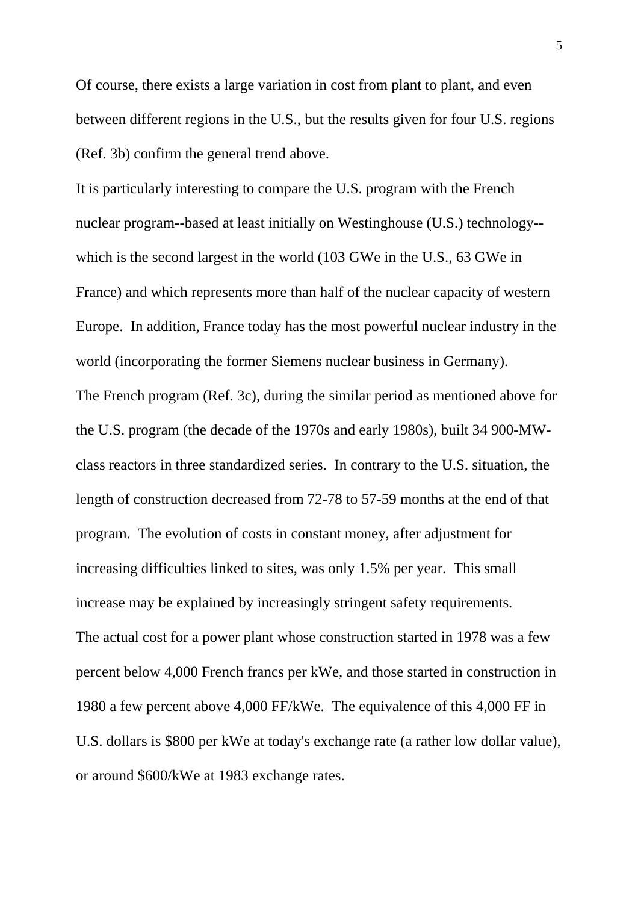Of course, there exists a large variation in cost from plant to plant, and even between different regions in the U.S., but the results given for four U.S. regions (Ref. 3b) confirm the general trend above.

It is particularly interesting to compare the U.S. program with the French nuclear program--based at least initially on Westinghouse (U.S.) technology--which is the second largest in the world (103 GWe in the U.S., 63 GWe in France) and which represents more than half of the nuclear capacity of western Europe. In addition, France today has the most powerful nuclear industry in the world (incorporating the former Siemens nuclear business in Germany).

The French program (Ref. 3c), during the similar period as mentioned above for the U.S. program (the decade of the 1970s and early 1980s), built 34 900-MW-class reactors in three standardized series. In contrary to the U.S. situation, the length of construction decreased from 72-78 to 57-59 months at the end of that program. The evolution of costs in constant money, after adjustment for increasing difficulties linked to sites, was only 1.5% per year. This small increase may be explained by increasingly stringent safety requirements.

The actual cost for a power plant whose construction started in 1978 was a few percent below 4,000 French francs per kWe, and those started in construction in 1980 a few percent above 4,000 FF/kWe. The equivalence of this 4,000 FF in U.S. dollars is $800 per kWe at today's exchange rate (a rather low dollar value), or around $600/kWe at 1983 exchange rates.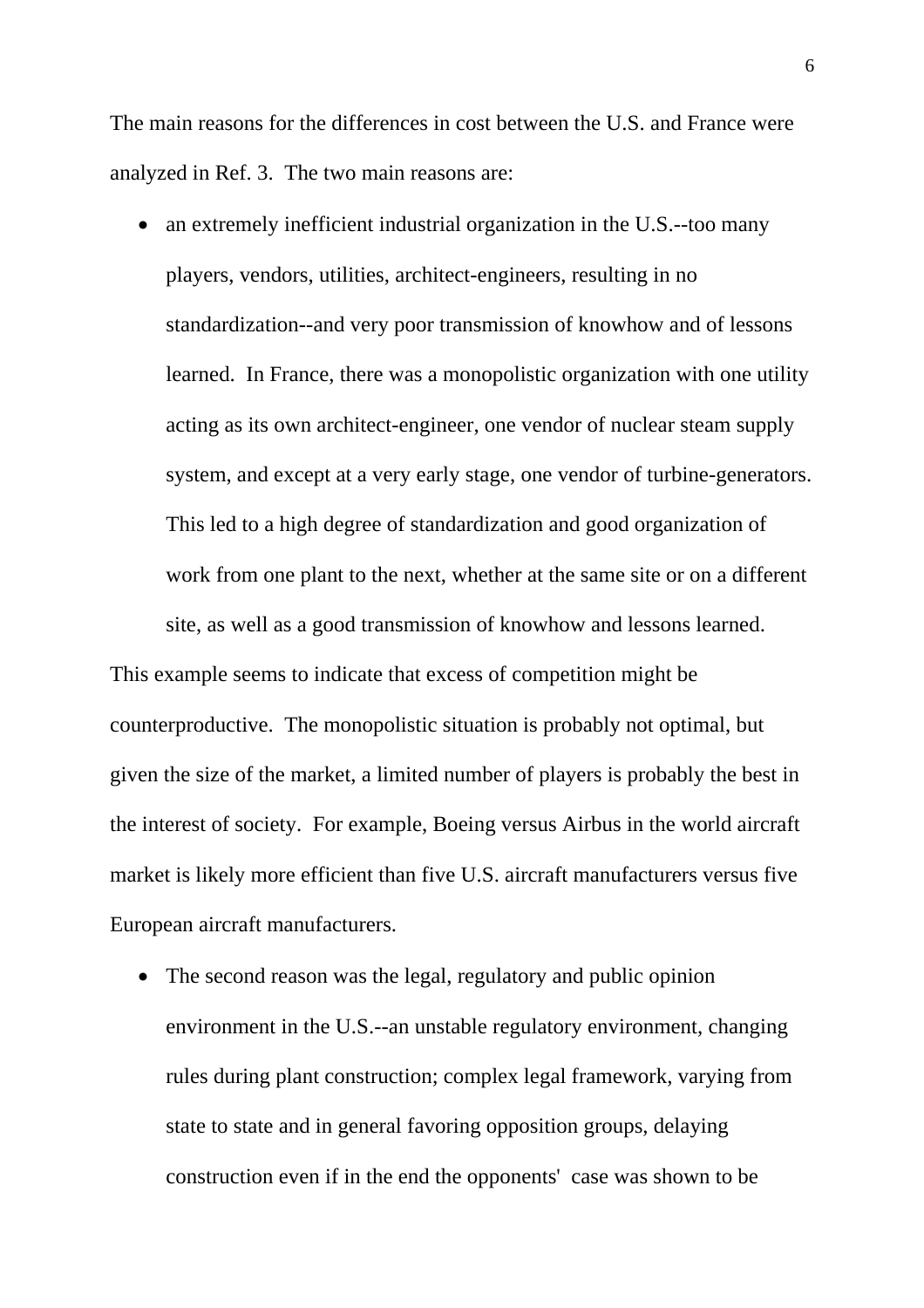The main reasons for the differences in cost between the U.S. and France were analyzed in Ref. 3. The two main reasons are:

- an extremely inefficient industrial organization in the U.S.--too many players, vendors, utilities, architect-engineers, resulting in no standardization--and very poor transmission of knowhow and of lessons learned. In France, there was a monopolistic organization with one utility acting as its own architect-engineer, one vendor of nuclear steam supply system, and except at a very early stage, one vendor of turbine-generators. This led to a high degree of standardization and good organization of work from one plant to the next, whether at the same site or on a different site, as well as a good transmission of knowhow and lessons learned.

This example seems to indicate that excess of competition might be counterproductive. The monopolistic situation is probably not optimal, but given the size of the market, a limited number of players is probably the best in the interest of society. For example, Boeing versus Airbus in the world aircraft market is likely more efficient than five U.S. aircraft manufacturers versus five European aircraft manufacturers.

- The second reason was the legal, regulatory and public opinion environment in the U.S.--an unstable regulatory environment, changing rules during plant construction; complex legal framework, varying from state to state and in general favoring opposition groups, delaying construction even if in the end the opponents' case was shown to be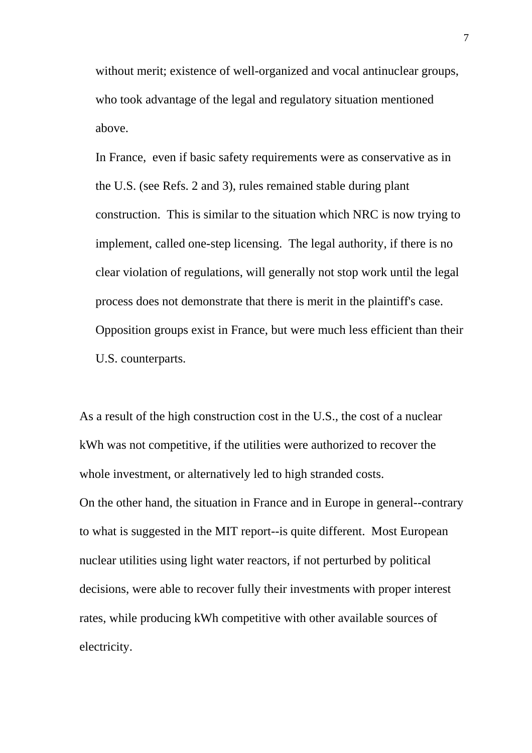without merit; existence of well-organized and vocal antinuclear groups, who took advantage of the legal and regulatory situation mentioned above.

In France, even if basic safety requirements were as conservative as in the U.S. (see Refs. 2 and 3), rules remained stable during plant construction. This is similar to the situation which NRC is now trying to implement, called one-step licensing. The legal authority, if there is no clear violation of regulations, will generally not stop work until the legal process does not demonstrate that there is merit in the plaintiff's case. Opposition groups exist in France, but were much less efficient than their U.S. counterparts.

As a result of the high construction cost in the U.S., the cost of a nuclear kWh was not competitive, if the utilities were authorized to recover the whole investment, or alternatively led to high stranded costs.

On the other hand, the situation in France and in Europe in general--contrary to what is suggested in the MIT report--is quite different. Most European nuclear utilities using light water reactors, if not perturbed by political decisions, were able to recover fully their investments with proper interest rates, while producing kWh competitive with other available sources of electricity.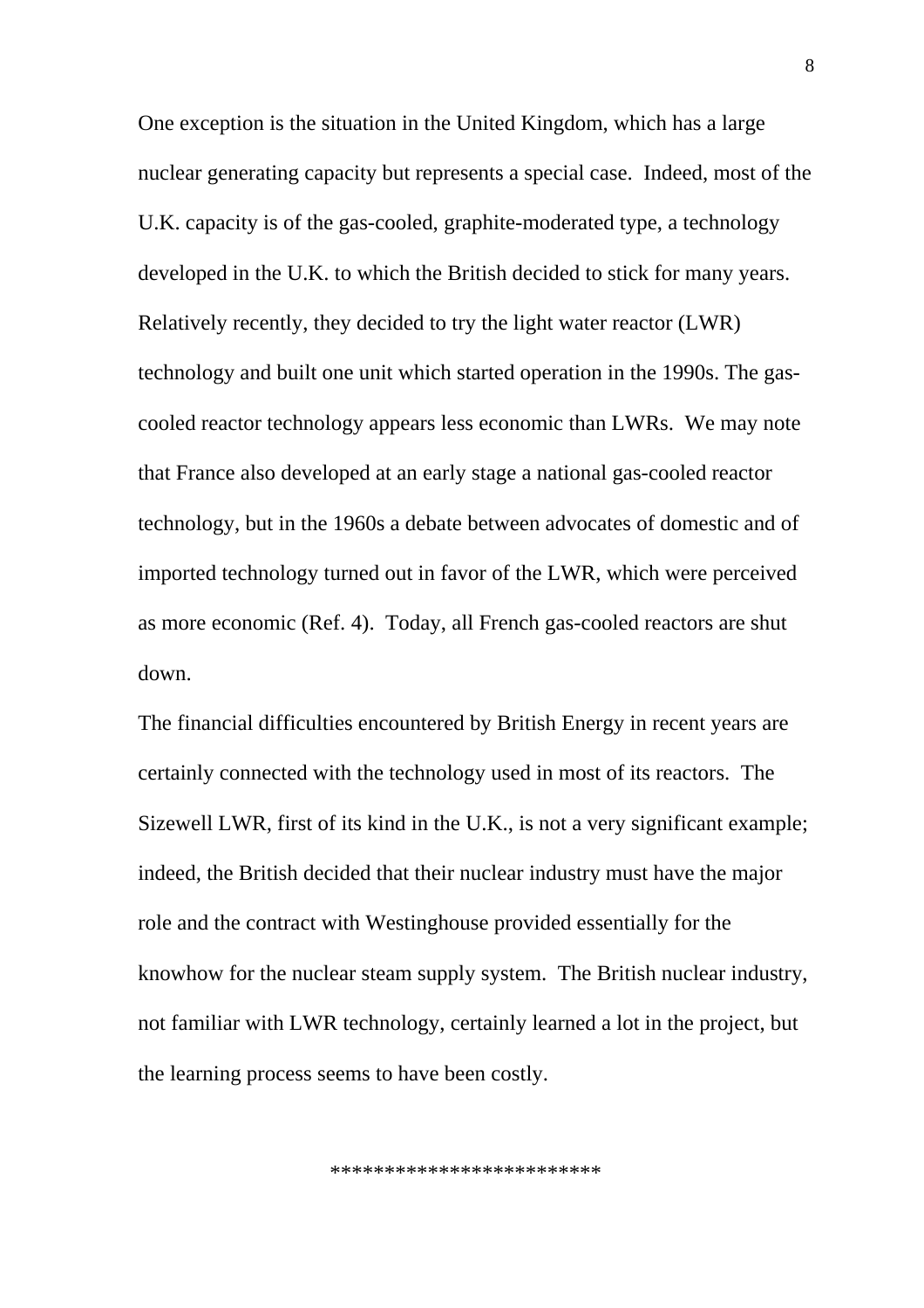One exception is the situation in the United Kingdom, which has a large nuclear generating capacity but represents a special case. Indeed, most of the U.K. capacity is of the gas-cooled, graphite-moderated type, a technology developed in the U.K. to which the British decided to stick for many years. Relatively recently, they decided to try the light water reactor (LWR) technology and built one unit which started operation in the 1990s. The gas-cooled reactor technology appears less economic than LWRs. We may note that France also developed at an early stage a national gas-cooled reactor technology, but in the 1960s a debate between advocates of domestic and of imported technology turned out in favor of the LWR, which were perceived as more economic (Ref. 4). Today, all French gas-cooled reactors are shut down.

The financial difficulties encountered by British Energy in recent years are certainly connected with the technology used in most of its reactors. The Sizewell LWR, first of its kind in the U.K., is not a very significant example; indeed, the British decided that their nuclear industry must have the major role and the contract with Westinghouse provided essentially for the knowhow for the nuclear steam supply system. The British nuclear industry, not familiar with LWR technology, certainly learned a lot in the project, but the learning process seems to have been costly.

************************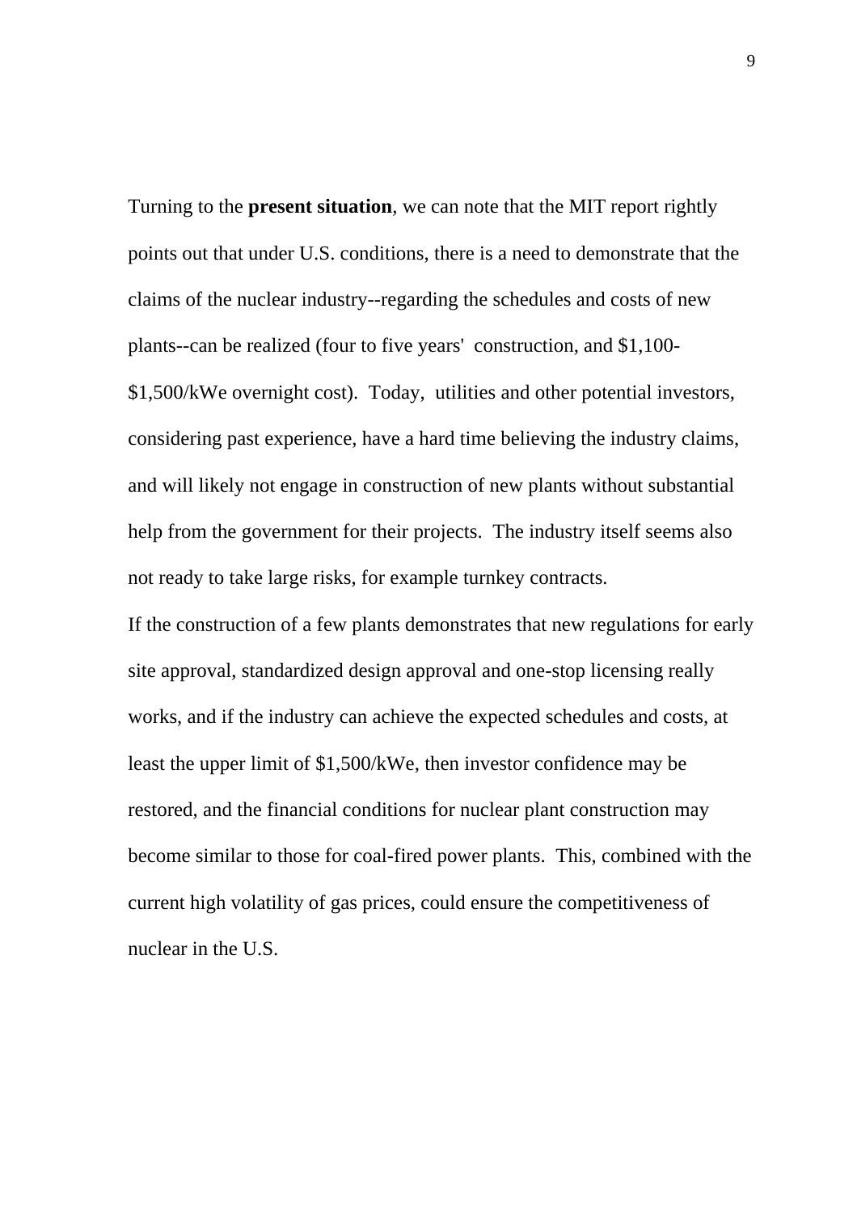Turning to the **present situation**, we can note that the MIT report rightly points out that under U.S. conditions, there is a need to demonstrate that the claims of the nuclear industry--regarding the schedules and costs of new plants--can be realized (four to five years' construction, and $1,100-$1,500/kWe overnight cost). Today, utilities and other potential investors, considering past experience, have a hard time believing the industry claims, and will likely not engage in construction of new plants without substantial help from the government for their projects. The industry itself seems also not ready to take large risks, for example turnkey contracts.

If the construction of a few plants demonstrates that new regulations for early site approval, standardized design approval and one-stop licensing really works, and if the industry can achieve the expected schedules and costs, at least the upper limit of $1,500/kWe, then investor confidence may be restored, and the financial conditions for nuclear plant construction may become similar to those for coal-fired power plants. This, combined with the current high volatility of gas prices, could ensure the competitiveness of nuclear in the U.S.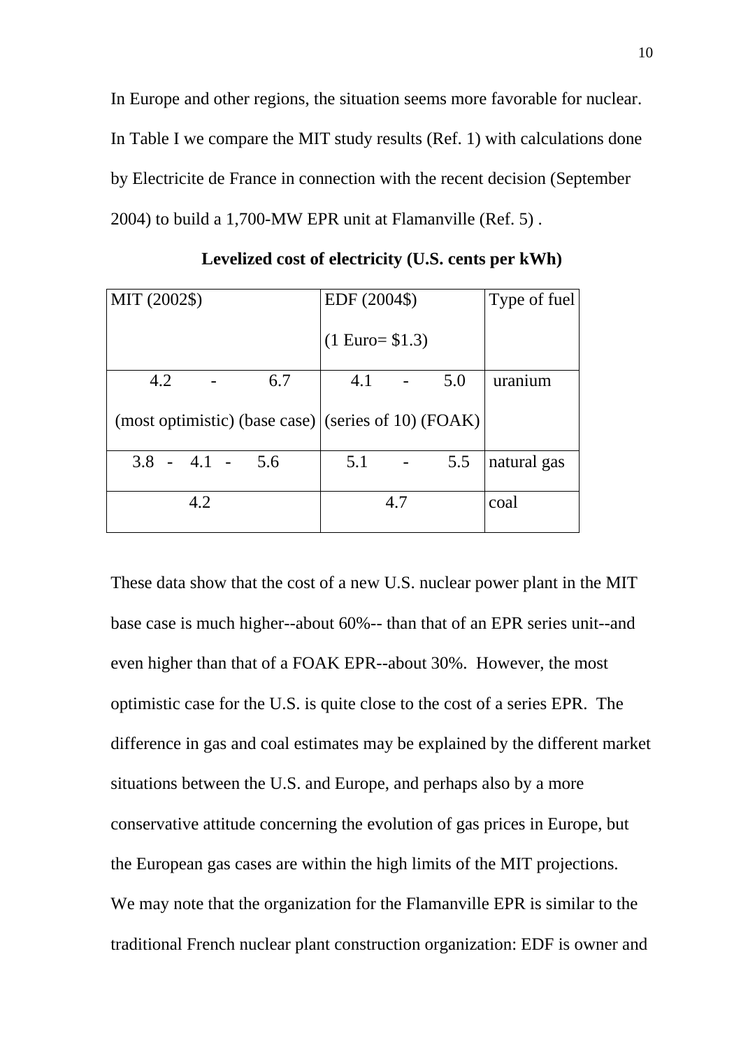In Europe and other regions, the situation seems more favorable for nuclear. In Table I we compare the MIT study results (Ref. 1) with calculations done by Electricite de France in connection with the recent decision (September 2004) to build a 1,700-MW EPR unit at Flamanville (Ref. 5) .

**Levelized cost of electricity (U.S. cents per kWh)**

| MIT (2002$) | EDF (2004$) (1 Euro= $1.3) | Type of fuel |
|---|---|---|
| 4.2 - 6.7 (most optimistic) (base case) | 4.1 - 5.0 (series of 10) (FOAK) | uranium |
| 3.8 - 4.1 - 5.6 | 5.1 - 5.5 | natural gas |
| 4.2 | 4.7 | coal |

These data show that the cost of a new U.S. nuclear power plant in the MIT base case is much higher--about 60%-- than that of an EPR series unit--and even higher than that of a FOAK EPR--about 30%. However, the most optimistic case for the U.S. is quite close to the cost of a series EPR. The difference in gas and coal estimates may be explained by the different market situations between the U.S. and Europe, and perhaps also by a more conservative attitude concerning the evolution of gas prices in Europe, but the European gas cases are within the high limits of the MIT projections.

We may note that the organization for the Flamanville EPR is similar to the traditional French nuclear plant construction organization: EDF is owner and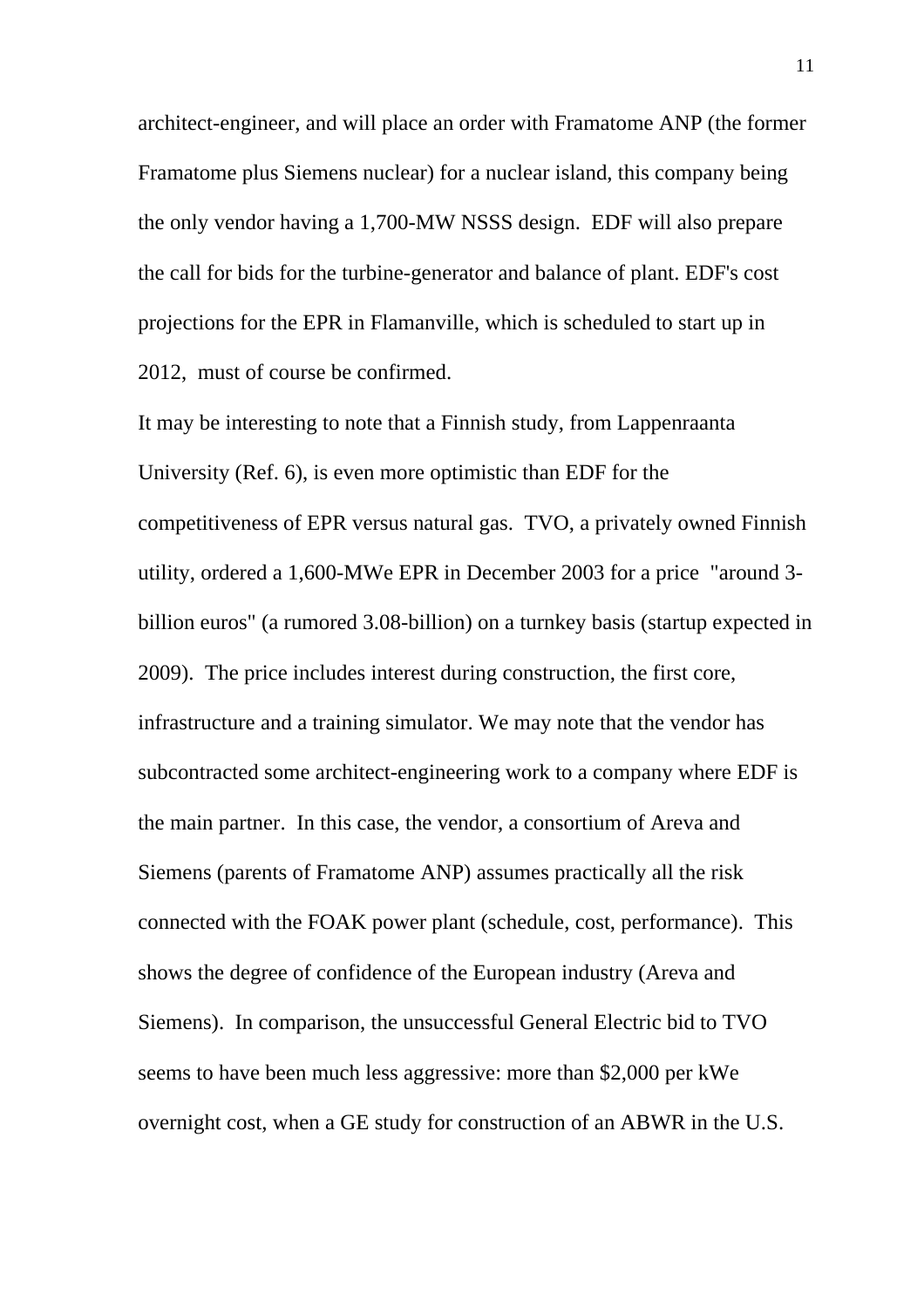architect-engineer, and will place an order with Framatome ANP (the former Framatome plus Siemens nuclear) for a nuclear island, this company being the only vendor having a 1,700-MW NSSS design. EDF will also prepare the call for bids for the turbine-generator and balance of plant. EDF's cost projections for the EPR in Flamanville, which is scheduled to start up in 2012, must of course be confirmed.

It may be interesting to note that a Finnish study, from Lappenraanta University (Ref. 6), is even more optimistic than EDF for the competitiveness of EPR versus natural gas. TVO, a privately owned Finnish utility, ordered a 1,600-MWe EPR in December 2003 for a price "around 3-billion euros" (a rumored 3.08-billion) on a turnkey basis (startup expected in 2009). The price includes interest during construction, the first core, infrastructure and a training simulator. We may note that the vendor has subcontracted some architect-engineering work to a company where EDF is the main partner. In this case, the vendor, a consortium of Areva and Siemens (parents of Framatome ANP) assumes practically all the risk connected with the FOAK power plant (schedule, cost, performance). This shows the degree of confidence of the European industry (Areva and Siemens). In comparison, the unsuccessful General Electric bid to TVO seems to have been much less aggressive: more than $2,000 per kWe overnight cost, when a GE study for construction of an ABWR in the U.S.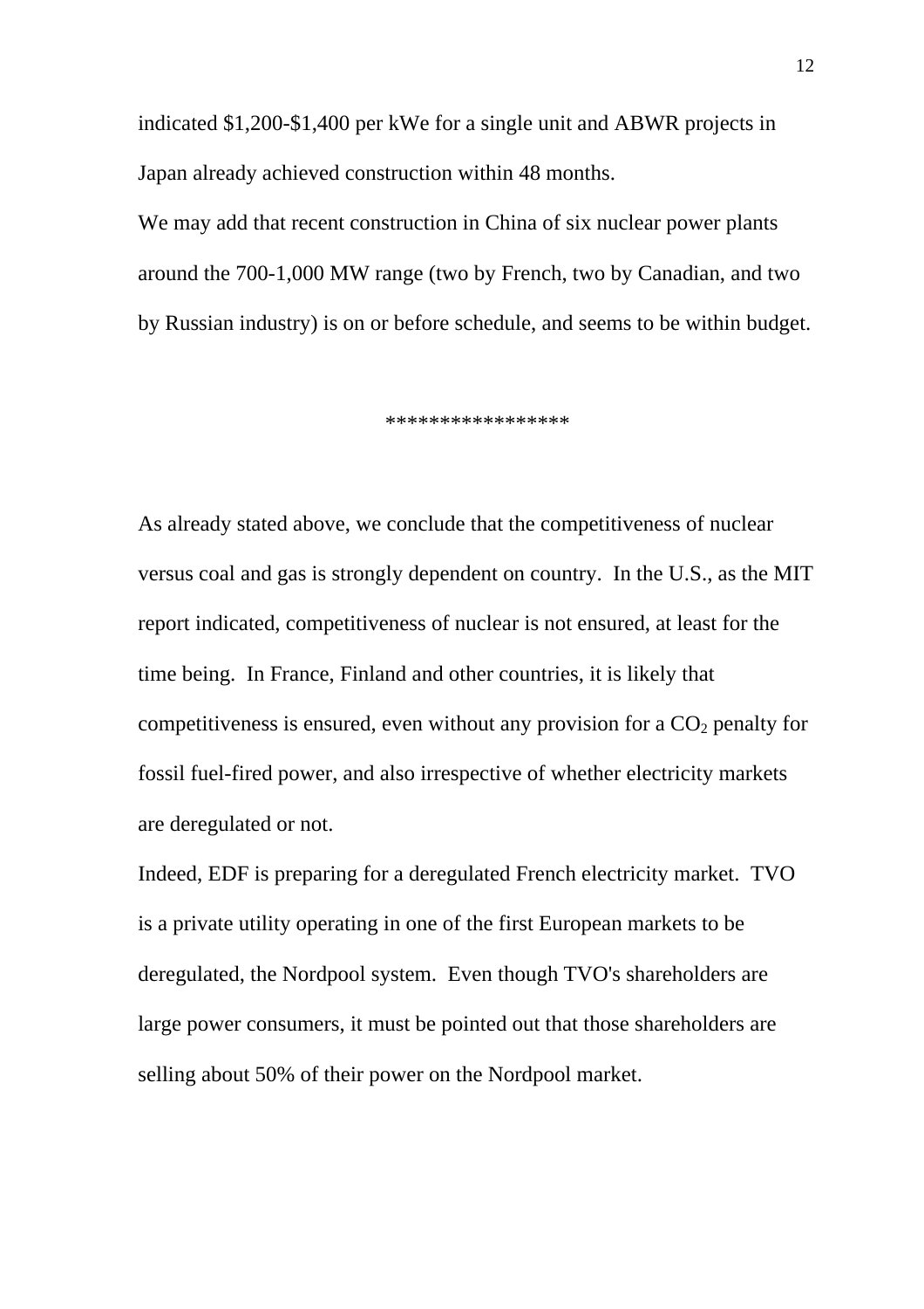indicated $1,200-$1,400 per kWe for a single unit and ABWR projects in Japan already achieved construction within 48 months.

We may add that recent construction in China of six nuclear power plants around the 700-1,000 MW range (two by French, two by Canadian, and two by Russian industry) is on or before schedule, and seems to be within budget.

*****************

As already stated above, we conclude that the competitiveness of nuclear versus coal and gas is strongly dependent on country. In the U.S., as the MIT report indicated, competitiveness of nuclear is not ensured, at least for the time being. In France, Finland and other countries, it is likely that competitiveness is ensured, even without any provision for a $CO_2$ penalty for fossil fuel-fired power, and also irrespective of whether electricity markets are deregulated or not.

Indeed, EDF is preparing for a deregulated French electricity market. TVO is a private utility operating in one of the first European markets to be deregulated, the Nordpool system. Even though TVO's shareholders are large power consumers, it must be pointed out that those shareholders are selling about 50% of their power on the Nordpool market.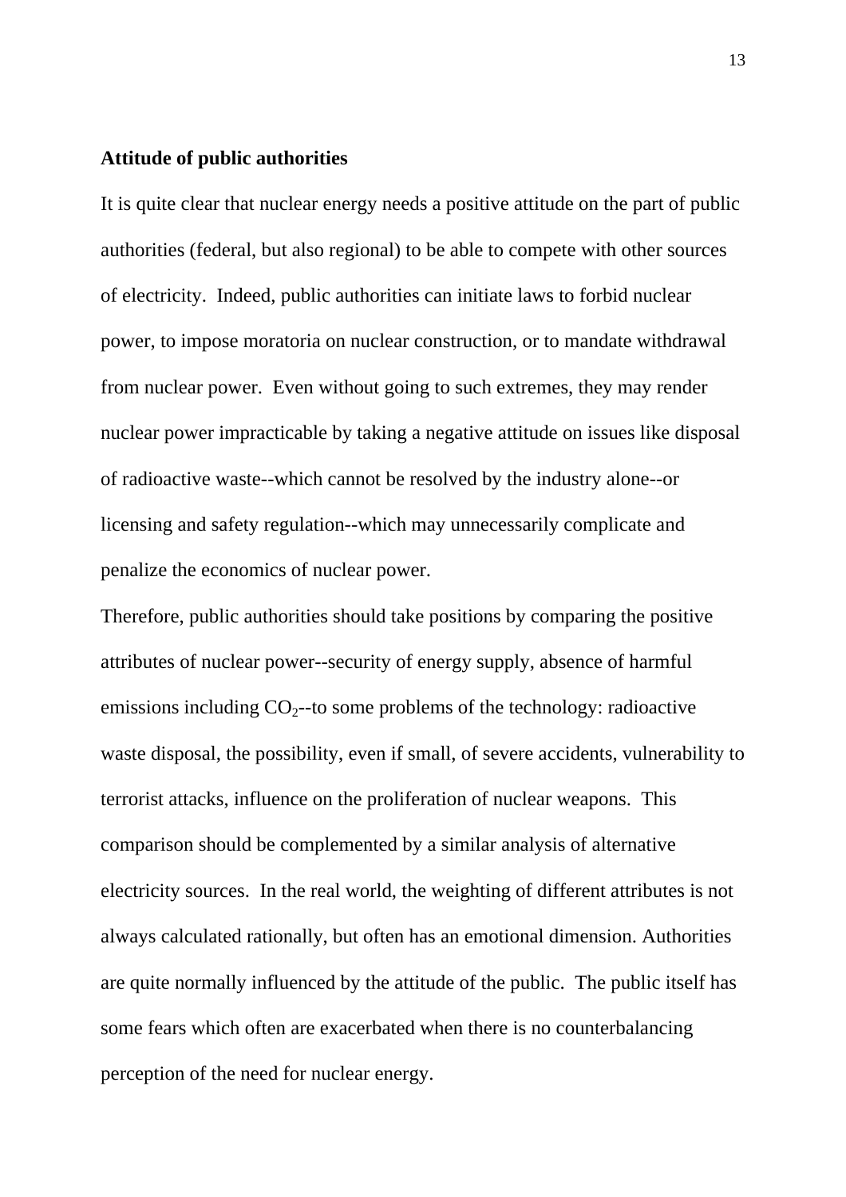**Attitude of public authorities**

It is quite clear that nuclear energy needs a positive attitude on the part of public authorities (federal, but also regional) to be able to compete with other sources of electricity. Indeed, public authorities can initiate laws to forbid nuclear power, to impose moratoria on nuclear construction, or to mandate withdrawal from nuclear power. Even without going to such extremes, they may render nuclear power impracticable by taking a negative attitude on issues like disposal of radioactive waste--which cannot be resolved by the industry alone--or licensing and safety regulation--which may unnecessarily complicate and penalize the economics of nuclear power.

Therefore, public authorities should take positions by comparing the positive attributes of nuclear power--security of energy supply, absence of harmful emissions including $CO_2$--to some problems of the technology: radioactive waste disposal, the possibility, even if small, of severe accidents, vulnerability to terrorist attacks, influence on the proliferation of nuclear weapons. This comparison should be complemented by a similar analysis of alternative electricity sources. In the real world, the weighting of different attributes is not always calculated rationally, but often has an emotional dimension. Authorities are quite normally influenced by the attitude of the public. The public itself has some fears which often are exacerbated when there is no counterbalancing perception of the need for nuclear energy.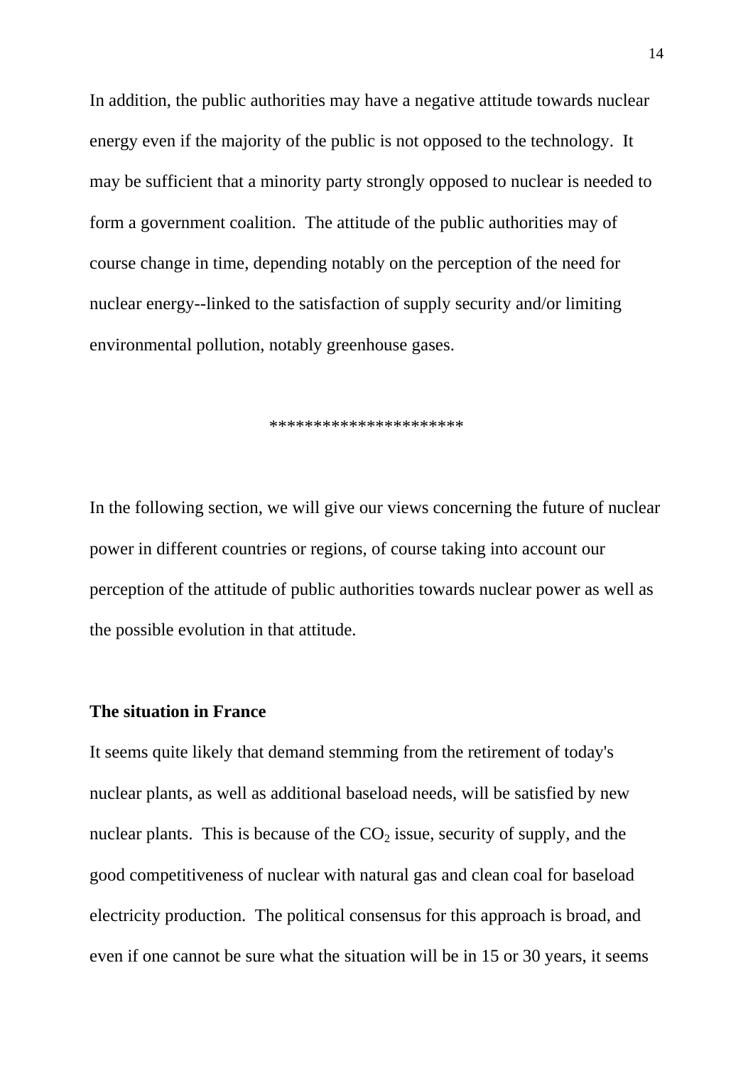In addition, the public authorities may have a negative attitude towards nuclear energy even if the majority of the public is not opposed to the technology. It may be sufficient that a minority party strongly opposed to nuclear is needed to form a government coalition. The attitude of the public authorities may of course change in time, depending notably on the perception of the need for nuclear energy--linked to the satisfaction of supply security and/or limiting environmental pollution, notably greenhouse gases.

*********************

In the following section, we will give our views concerning the future of nuclear power in different countries or regions, of course taking into account our perception of the attitude of public authorities towards nuclear power as well as the possible evolution in that attitude.

**The situation in France**

It seems quite likely that demand stemming from the retirement of today's nuclear plants, as well as additional baseload needs, will be satisfied by new nuclear plants. This is because of the $CO_2$ issue, security of supply, and the good competitiveness of nuclear with natural gas and clean coal for baseload electricity production. The political consensus for this approach is broad, and even if one cannot be sure what the situation will be in 15 or 30 years, it seems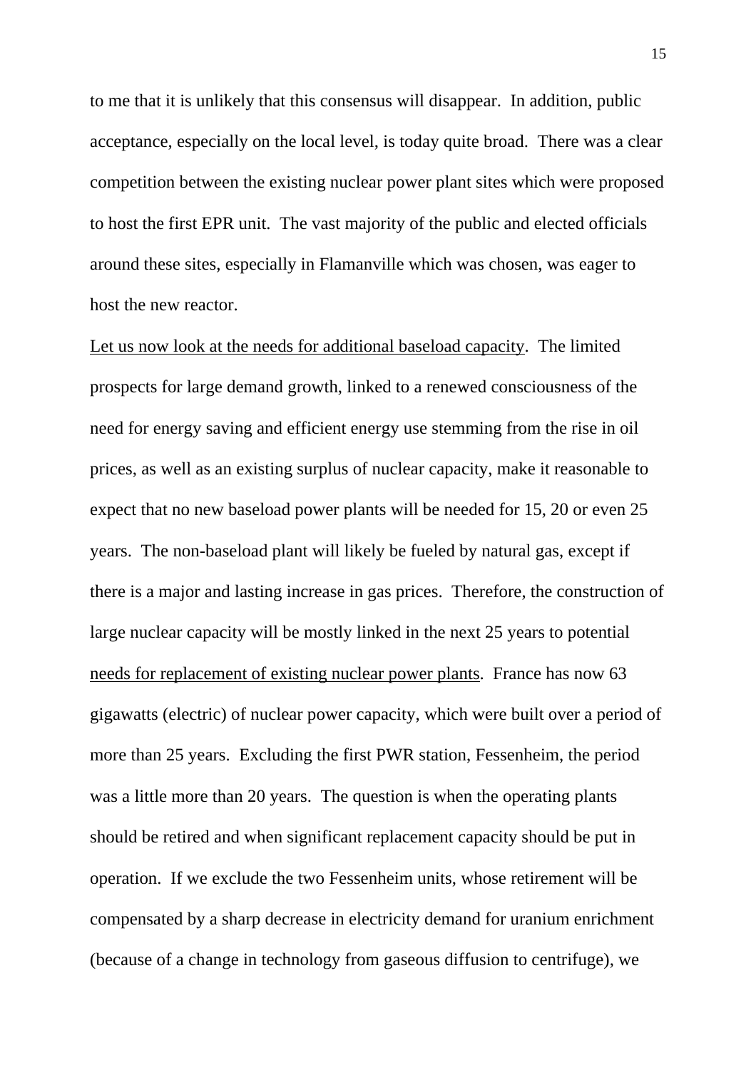to me that it is unlikely that this consensus will disappear. In addition, public acceptance, especially on the local level, is today quite broad. There was a clear competition between the existing nuclear power plant sites which were proposed to host the first EPR unit. The vast majority of the public and elected officials around these sites, especially in Flamanville which was chosen, was eager to host the new reactor.

<u>Let us now look at the needs for additional baseload capacity</u>. The limited prospects for large demand growth, linked to a renewed consciousness of the need for energy saving and efficient energy use stemming from the rise in oil prices, as well as an existing surplus of nuclear capacity, make it reasonable to expect that no new baseload power plants will be needed for 15, 20 or even 25 years. The non-baseload plant will likely be fueled by natural gas, except if there is a major and lasting increase in gas prices. Therefore, the construction of large nuclear capacity will be mostly linked in the next 25 years to potential <u>needs for replacement of existing nuclear power plants</u>. France has now 63 gigawatts (electric) of nuclear power capacity, which were built over a period of more than 25 years. Excluding the first PWR station, Fessenheim, the period was a little more than 20 years. The question is when the operating plants should be retired and when significant replacement capacity should be put in operation. If we exclude the two Fessenheim units, whose retirement will be compensated by a sharp decrease in electricity demand for uranium enrichment (because of a change in technology from gaseous diffusion to centrifuge), we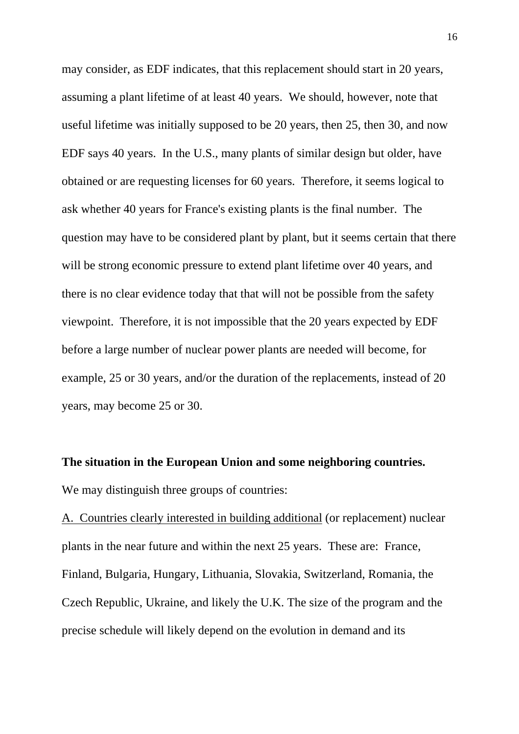may consider, as EDF indicates, that this replacement should start in 20 years, assuming a plant lifetime of at least 40 years. We should, however, note that useful lifetime was initially supposed to be 20 years, then 25, then 30, and now EDF says 40 years. In the U.S., many plants of similar design but older, have obtained or are requesting licenses for 60 years. Therefore, it seems logical to ask whether 40 years for France's existing plants is the final number. The question may have to be considered plant by plant, but it seems certain that there will be strong economic pressure to extend plant lifetime over 40 years, and there is no clear evidence today that that will not be possible from the safety viewpoint. Therefore, it is not impossible that the 20 years expected by EDF before a large number of nuclear power plants are needed will become, for example, 25 or 30 years, and/or the duration of the replacements, instead of 20 years, may become 25 or 30.

**The situation in the European Union and some neighboring countries.**

We may distinguish three groups of countries:

<u>A. Countries clearly interested in building additional</u> (or replacement) nuclear plants in the near future and within the next 25 years. These are: France, Finland, Bulgaria, Hungary, Lithuania, Slovakia, Switzerland, Romania, the Czech Republic, Ukraine, and likely the U.K. The size of the program and the precise schedule will likely depend on the evolution in demand and its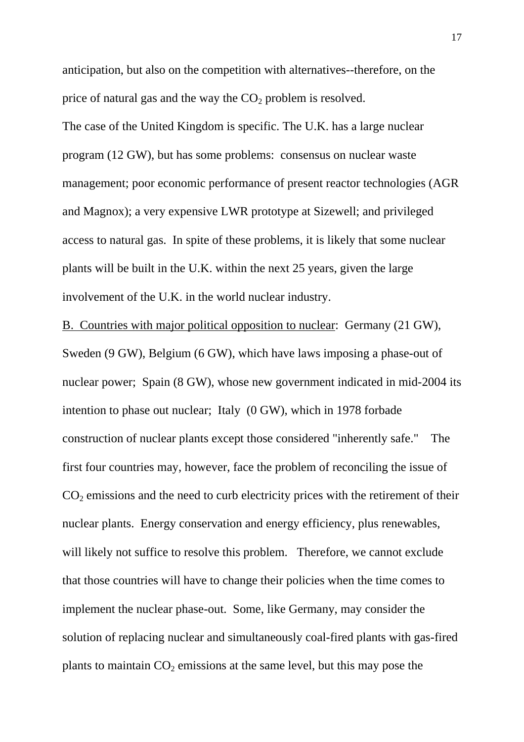anticipation, but also on the competition with alternatives--therefore, on the price of natural gas and the way the $CO_2$ problem is resolved.

The case of the United Kingdom is specific. The U.K. has a large nuclear program (12 GW), but has some problems: consensus on nuclear waste management; poor economic performance of present reactor technologies (AGR and Magnox); a very expensive LWR prototype at Sizewell; and privileged access to natural gas. In spite of these problems, it is likely that some nuclear plants will be built in the U.K. within the next 25 years, given the large involvement of the U.K. in the world nuclear industry.

<u>B. Countries with major political opposition to nuclear</u>: Germany (21 GW), Sweden (9 GW), Belgium (6 GW), which have laws imposing a phase-out of nuclear power; Spain (8 GW), whose new government indicated in mid-2004 its intention to phase out nuclear; Italy (0 GW), which in 1978 forbade construction of nuclear plants except those considered "inherently safe." The first four countries may, however, face the problem of reconciling the issue of $CO_2$ emissions and the need to curb electricity prices with the retirement of their nuclear plants. Energy conservation and energy efficiency, plus renewables, will likely not suffice to resolve this problem. Therefore, we cannot exclude that those countries will have to change their policies when the time comes to implement the nuclear phase-out. Some, like Germany, may consider the solution of replacing nuclear and simultaneously coal-fired plants with gas-fired plants to maintain $CO_2$ emissions at the same level, but this may pose the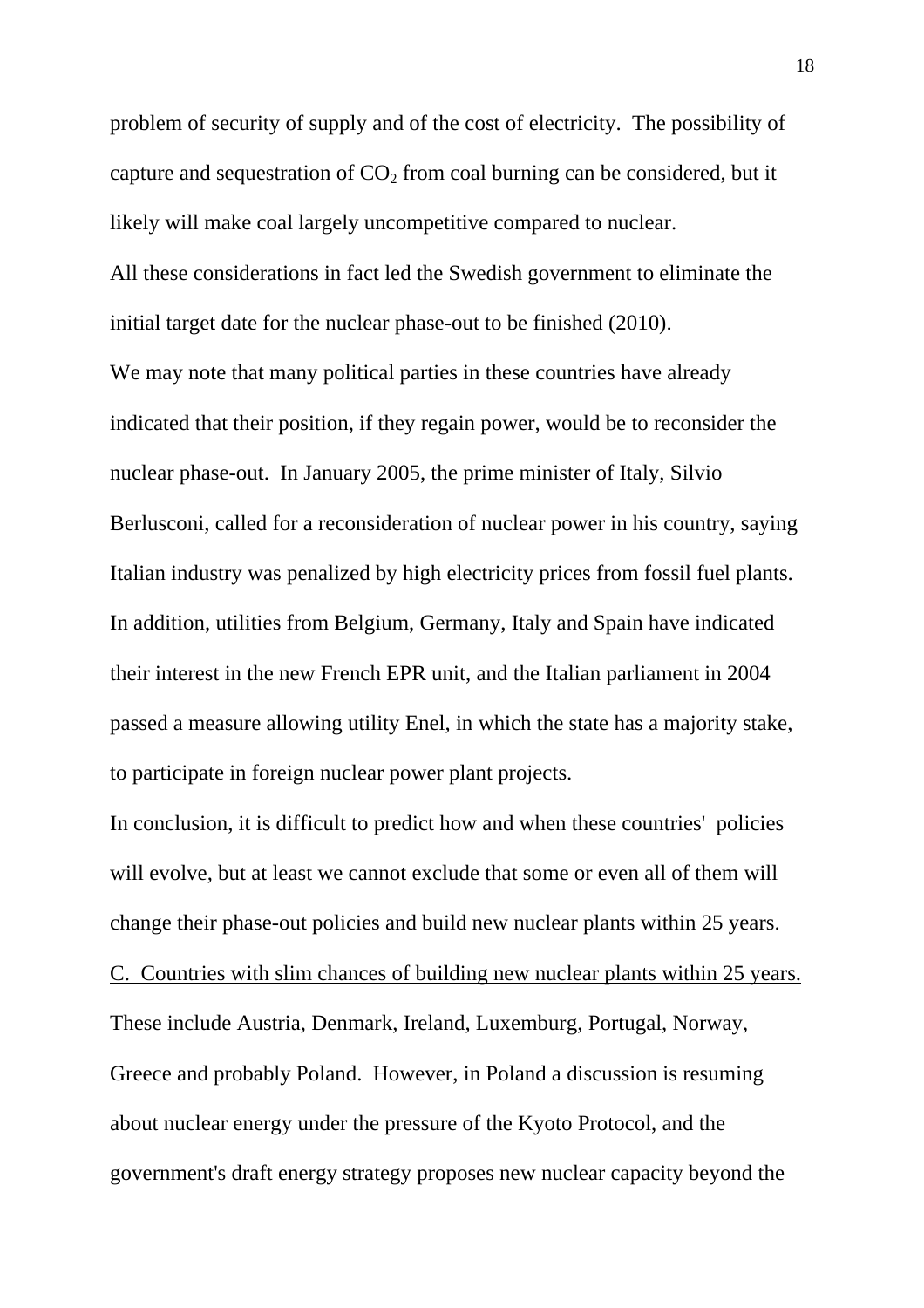problem of security of supply and of the cost of electricity. The possibility of capture and sequestration of $CO_2$ from coal burning can be considered, but it likely will make coal largely uncompetitive compared to nuclear.

All these considerations in fact led the Swedish government to eliminate the initial target date for the nuclear phase-out to be finished (2010).

We may note that many political parties in these countries have already indicated that their position, if they regain power, would be to reconsider the nuclear phase-out. In January 2005, the prime minister of Italy, Silvio Berlusconi, called for a reconsideration of nuclear power in his country, saying Italian industry was penalized by high electricity prices from fossil fuel plants. In addition, utilities from Belgium, Germany, Italy and Spain have indicated their interest in the new French EPR unit, and the Italian parliament in 2004 passed a measure allowing utility Enel, in which the state has a majority stake, to participate in foreign nuclear power plant projects.

In conclusion, it is difficult to predict how and when these countries' policies will evolve, but at least we cannot exclude that some or even all of them will change their phase-out policies and build new nuclear plants within 25 years.

<u>C. Countries with slim chances of building new nuclear plants within 25 years.</u>

These include Austria, Denmark, Ireland, Luxemburg, Portugal, Norway, Greece and probably Poland. However, in Poland a discussion is resuming about nuclear energy under the pressure of the Kyoto Protocol, and the government's draft energy strategy proposes new nuclear capacity beyond the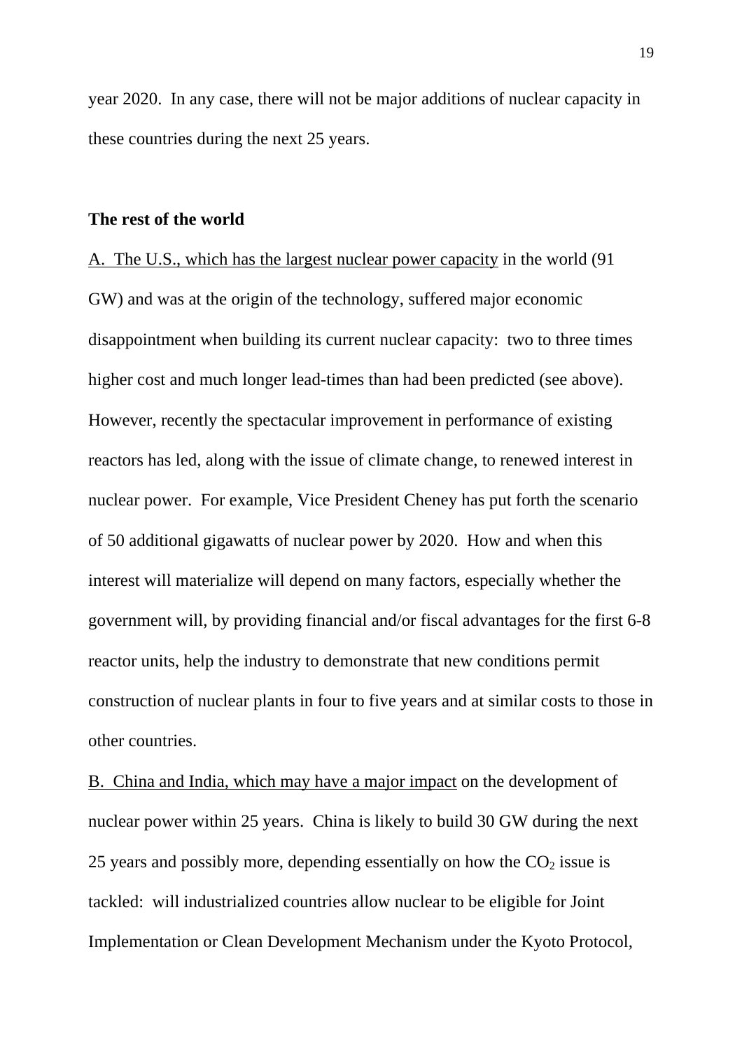year 2020. In any case, there will not be major additions of nuclear capacity in these countries during the next 25 years.

**The rest of the world**

<u>A. The U.S., which has the largest nuclear power capacity</u> in the world (91 GW) and was at the origin of the technology, suffered major economic disappointment when building its current nuclear capacity: two to three times higher cost and much longer lead-times than had been predicted (see above). However, recently the spectacular improvement in performance of existing reactors has led, along with the issue of climate change, to renewed interest in nuclear power. For example, Vice President Cheney has put forth the scenario of 50 additional gigawatts of nuclear power by 2020. How and when this interest will materialize will depend on many factors, especially whether the government will, by providing financial and/or fiscal advantages for the first 6-8 reactor units, help the industry to demonstrate that new conditions permit construction of nuclear plants in four to five years and at similar costs to those in other countries.

<u>B. China and India, which may have a major impact</u> on the development of nuclear power within 25 years. China is likely to build 30 GW during the next 25 years and possibly more, depending essentially on how the $CO_2$ issue is tackled: will industrialized countries allow nuclear to be eligible for Joint Implementation or Clean Development Mechanism under the Kyoto Protocol,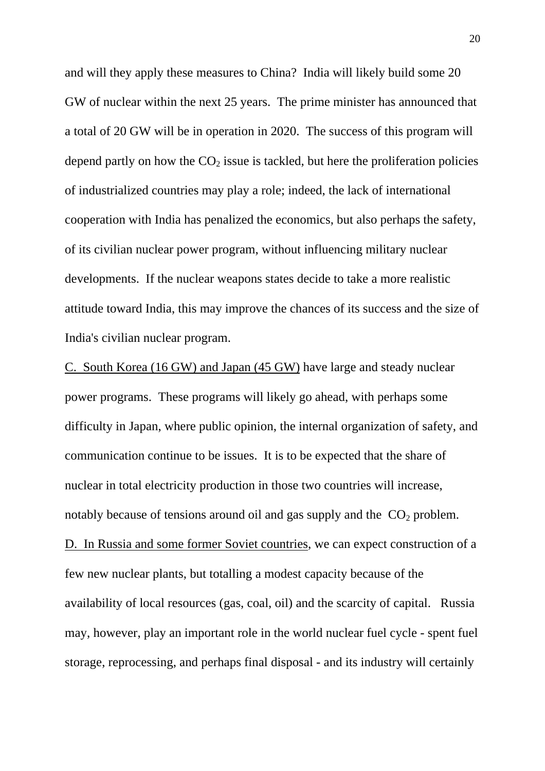and will they apply these measures to China? India will likely build some 20 GW of nuclear within the next 25 years. The prime minister has announced that a total of 20 GW will be in operation in 2020. The success of this program will depend partly on how the $CO_2$ issue is tackled, but here the proliferation policies of industrialized countries may play a role; indeed, the lack of international cooperation with India has penalized the economics, but also perhaps the safety, of its civilian nuclear power program, without influencing military nuclear developments. If the nuclear weapons states decide to take a more realistic attitude toward India, this may improve the chances of its success and the size of India's civilian nuclear program.

<u>C. South Korea (16 GW) and Japan (45 GW)</u> have large and steady nuclear power programs. These programs will likely go ahead, with perhaps some difficulty in Japan, where public opinion, the internal organization of safety, and communication continue to be issues. It is to be expected that the share of nuclear in total electricity production in those two countries will increase, notably because of tensions around oil and gas supply and the $CO_2$ problem.

<u>D. In Russia and some former Soviet countries</u>, we can expect construction of a few new nuclear plants, but totalling a modest capacity because of the availability of local resources (gas, coal, oil) and the scarcity of capital. Russia may, however, play an important role in the world nuclear fuel cycle - spent fuel storage, reprocessing, and perhaps final disposal - and its industry will certainly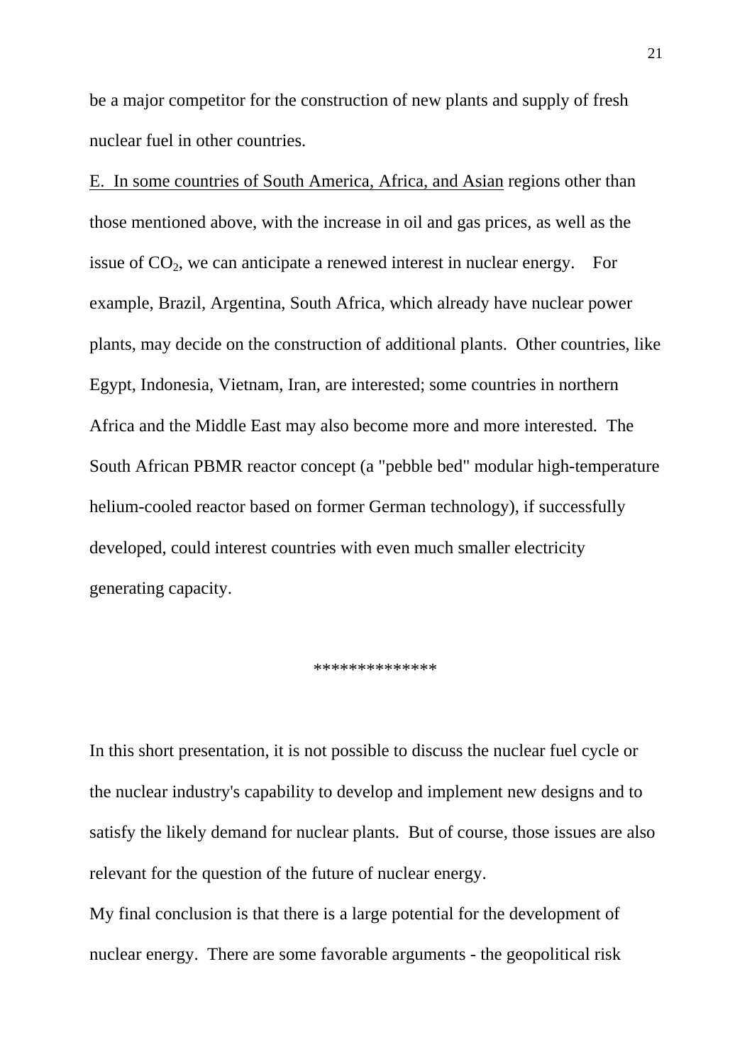be a major competitor for the construction of new plants and supply of fresh nuclear fuel in other countries.

<u>E. In some countries of South America, Africa, and Asian</u> regions other than those mentioned above, with the increase in oil and gas prices, as well as the issue of $CO_2$, we can anticipate a renewed interest in nuclear energy. For example, Brazil, Argentina, South Africa, which already have nuclear power plants, may decide on the construction of additional plants. Other countries, like Egypt, Indonesia, Vietnam, Iran, are interested; some countries in northern Africa and the Middle East may also become more and more interested. The South African PBMR reactor concept (a "pebble bed" modular high-temperature helium-cooled reactor based on former German technology), if successfully developed, could interest countries with even much smaller electricity generating capacity.

**************

In this short presentation, it is not possible to discuss the nuclear fuel cycle or the nuclear industry's capability to develop and implement new designs and to satisfy the likely demand for nuclear plants. But of course, those issues are also relevant for the question of the future of nuclear energy.

My final conclusion is that there is a large potential for the development of nuclear energy. There are some favorable arguments - the geopolitical risk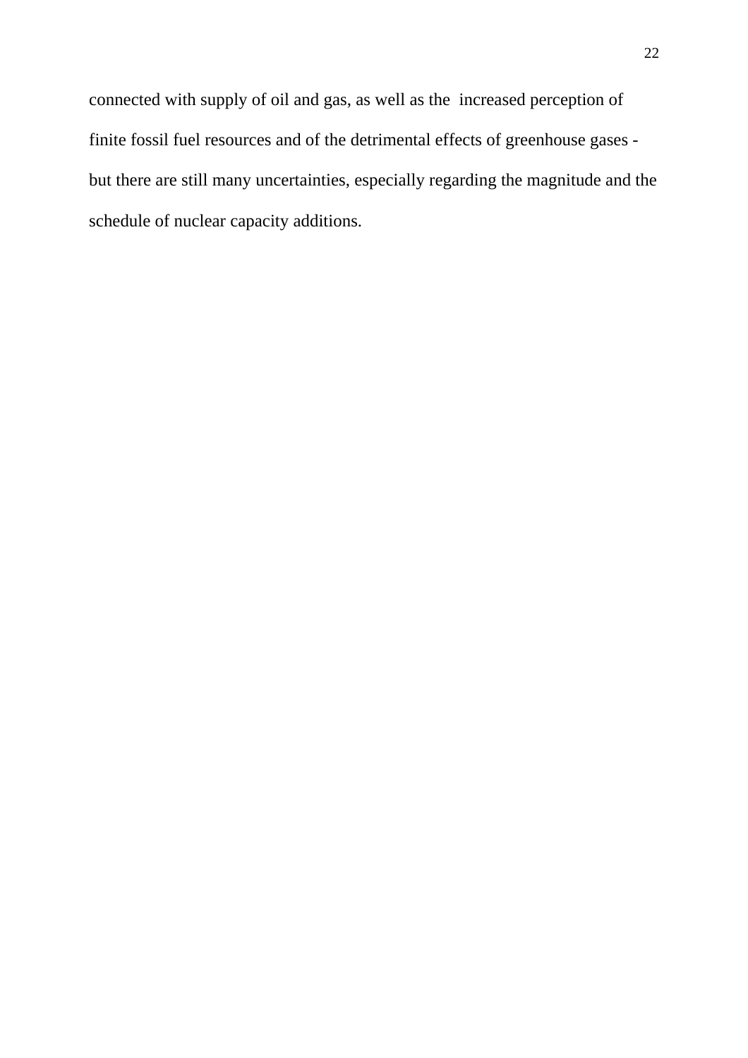connected with supply of oil and gas, as well as the increased perception of finite fossil fuel resources and of the detrimental effects of greenhouse gases - but there are still many uncertainties, especially regarding the magnitude and the schedule of nuclear capacity additions.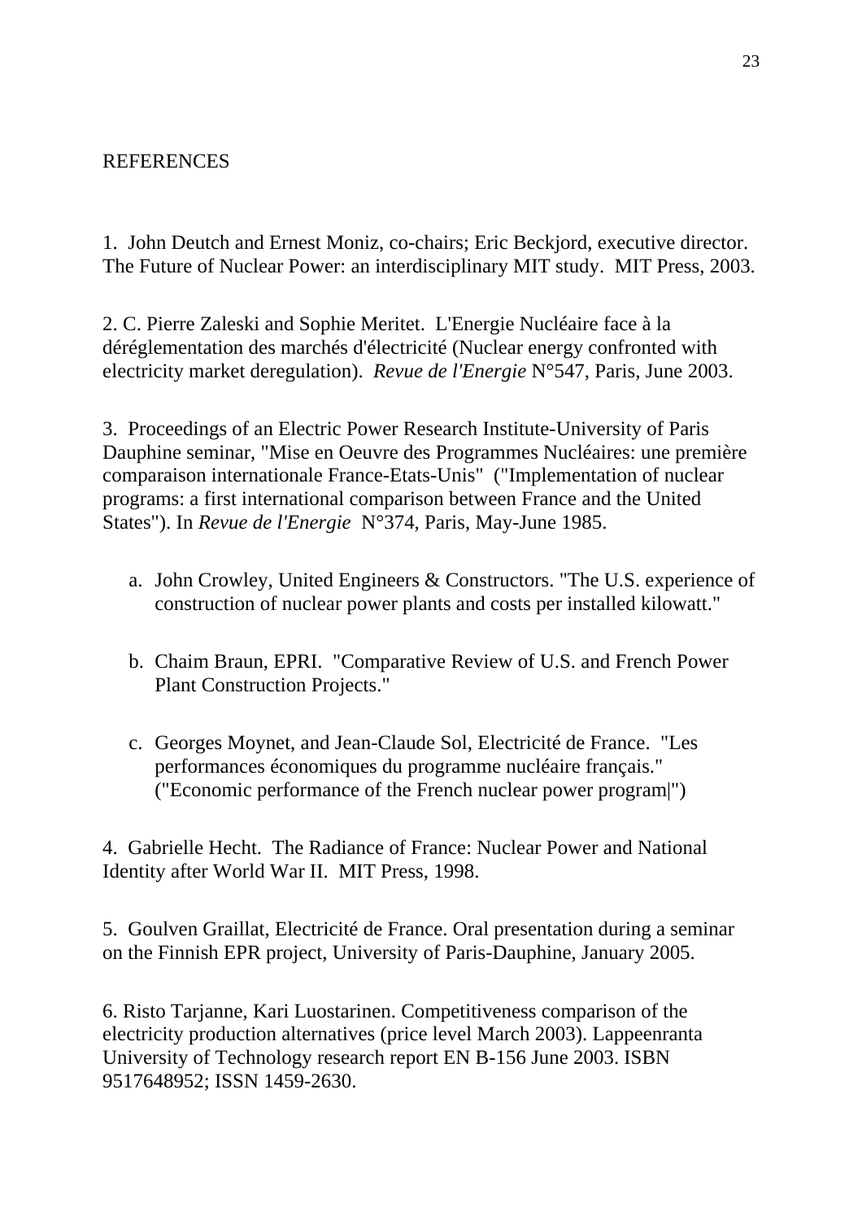## REFERENCES

1. John Deutch and Ernest Moniz, co-chairs; Eric Beckjord, executive director. The Future of Nuclear Power: an interdisciplinary MIT study. MIT Press, 2003.

2. C. Pierre Zaleski and Sophie Meritet. L'Energie Nucléaire face à la déréglementation des marchés d'électricité (Nuclear energy confronted with electricity market deregulation). *Revue de l'Energie* N°547, Paris, June 2003.

3. Proceedings of an Electric Power Research Institute-University of Paris Dauphine seminar, "Mise en Oeuvre des Programmes Nucléaires: une première comparaison internationale France-Etats-Unis" ("Implementation of nuclear programs: a first international comparison between France and the United States"). In *Revue de l'Energie* N°374, Paris, May-June 1985.

   a. John Crowley, United Engineers & Constructors. "The U.S. experience of construction of nuclear power plants and costs per installed kilowatt."

   b. Chaim Braun, EPRI. "Comparative Review of U.S. and French Power Plant Construction Projects."

   c. Georges Moynet, and Jean-Claude Sol, Electricité de France. "Les performances économiques du programme nucléaire français." ("Economic performance of the French nuclear power program|")

4. Gabrielle Hecht. The Radiance of France: Nuclear Power and National Identity after World War II. MIT Press, 1998.

5. Goulven Graillat, Electricité de France. Oral presentation during a seminar on the Finnish EPR project, University of Paris-Dauphine, January 2005.

6. Risto Tarjanne, Kari Luostarinen. Competitiveness comparison of the electricity production alternatives (price level March 2003). Lappeenranta University of Technology research report EN B-156 June 2003. ISBN 9517648952; ISSN 1459-2630.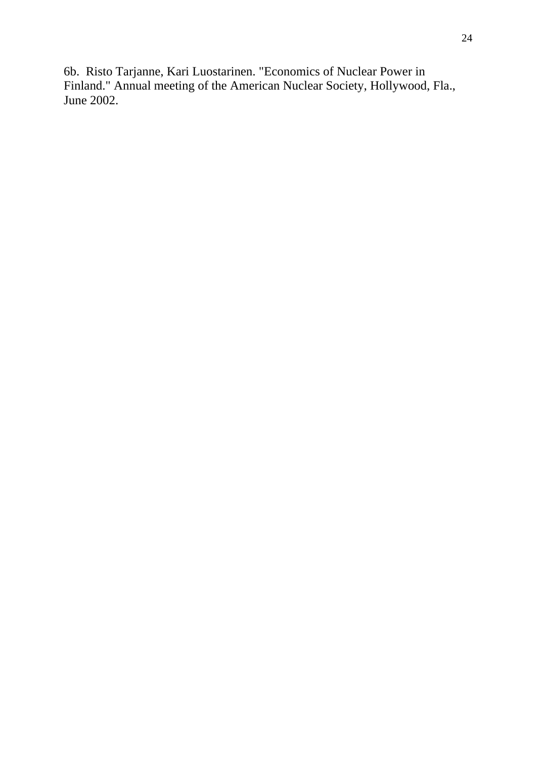6b. Risto Tarjanne, Kari Luostarinen. "Economics of Nuclear Power in Finland." Annual meeting of the American Nuclear Society, Hollywood, Fla., June 2002.